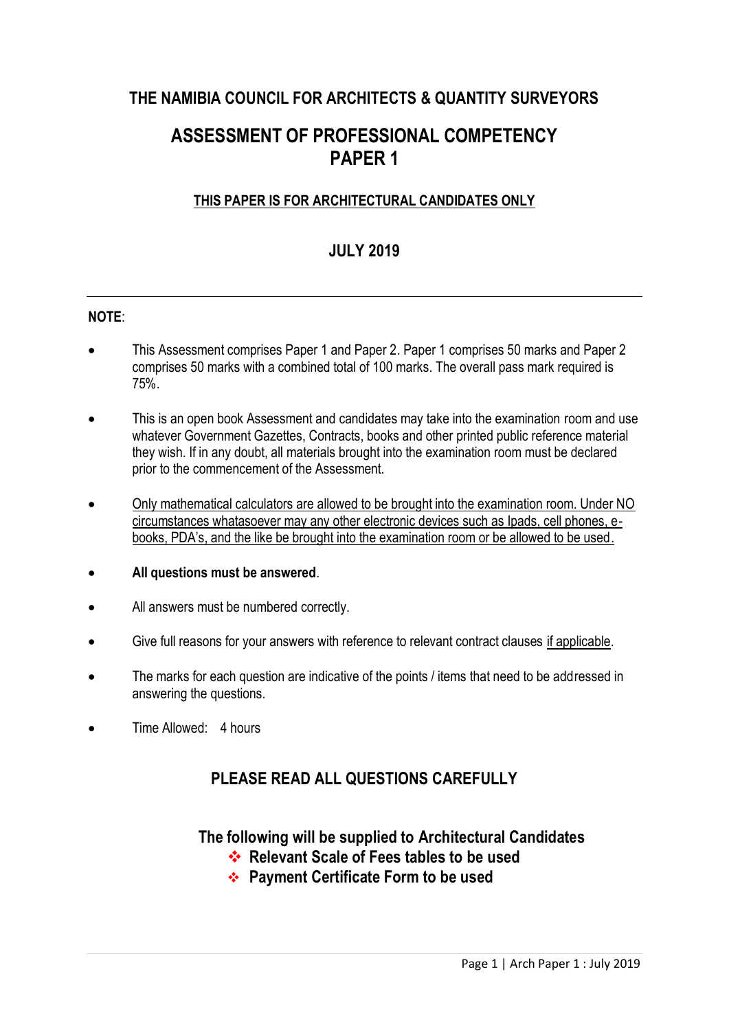# THE NAMIBIA COUNCIL FOR ARCHITECTS & QUANTITY SURVEYORS

# ASSESSMENT OF PROFESSIONAL COMPETENCY PAPER 1

**THIS PAPER IS FOR ARCHITECTURAL CANDIDATES ONLY**

## JULY 2019

---

**NOTE**:

- This Assessment comprises Paper 1 and Paper 2. Paper 1 comprises 50 marks and Paper 2 comprises 50 marks with a combined total of 100 marks. The overall pass mark required is 75%.
- This is an open book Assessment and candidates may take into the examination room and use whatever Government Gazettes, Contracts, books and other printed public reference material they wish. If in any doubt, all materials brought into the examination room must be declared prior to the commencement of the Assessment.
- Only mathematical calculators are allowed to be brought into the examination room. Under NO circumstances whatasoever may any other electronic devices such as Ipads, cell phones, e-books, PDA's, and the like be brought into the examination room or be allowed to be used.
- **All questions must be answered**.
- All answers must be numbered correctly.
- Give full reasons for your answers with reference to relevant contract clauses if applicable.
- The marks for each question are indicative of the points / items that need to be addressed in answering the questions.
- Time Allowed: 4 hours

## PLEASE READ ALL QUESTIONS CAREFULLY

### The following will be supplied to Architectural Candidates

- **Relevant Scale of Fees tables to be used**
- **Payment Certificate Form to be used**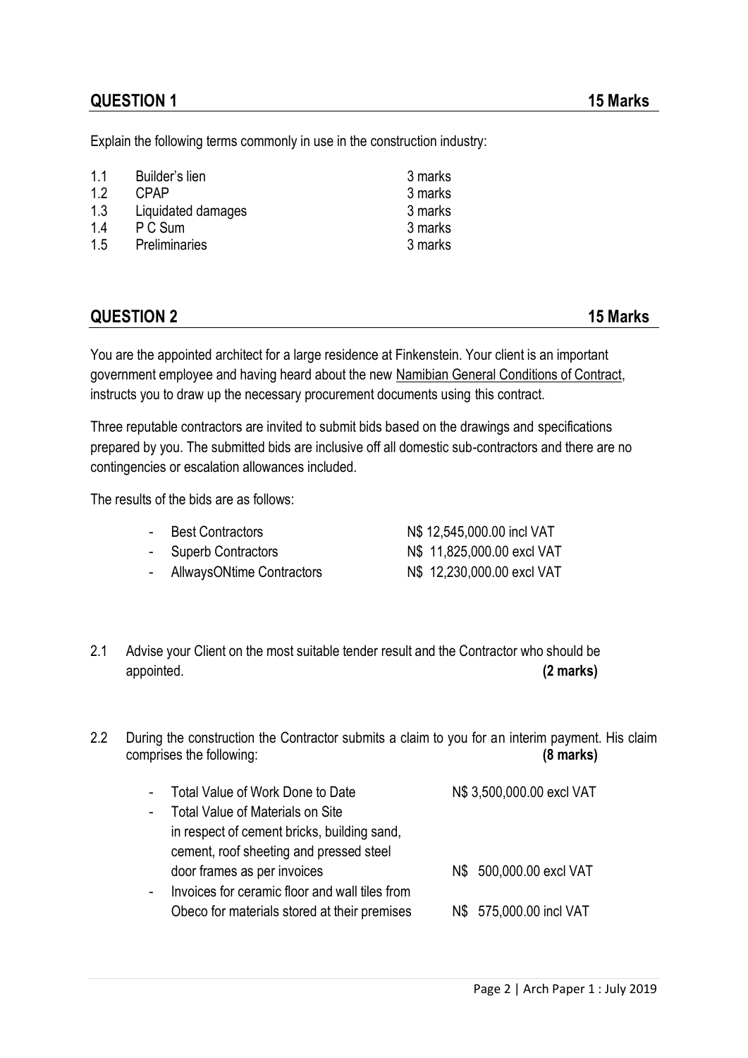## QUESTION 1 — 15 Marks

Explain the following terms commonly in use in the construction industry:

| | | |
|---|---|---|
| 1.1 | Builder's lien | 3 marks |
| 1.2 | CPAP | 3 marks |
| 1.3 | Liquidated damages | 3 marks |
| 1.4 | P C Sum | 3 marks |
| 1.5 | Preliminaries | 3 marks |

## QUESTION 2 — 15 Marks

You are the appointed architect for a large residence at Finkenstein. Your client is an important government employee and having heard about the new Namibian General Conditions of Contract, instructs you to draw up the necessary procurement documents using this contract.

Three reputable contractors are invited to submit bids based on the drawings and specifications prepared by you. The submitted bids are inclusive off all domestic sub-contractors and there are no contingencies or escalation allowances included.

The results of the bids are as follows:

- Best Contractors — N$ 12,545,000.00 incl VAT
- Superb Contractors — N$ 11,825,000.00 excl VAT
- AllwaysONtime Contractors — N$ 12,230,000.00 excl VAT

2.1 Advise your Client on the most suitable tender result and the Contractor who should be appointed. **(2 marks)**

2.2 During the construction the Contractor submits a claim to you for an interim payment. His claim comprises the following: **(8 marks)**

- Total Value of Work Done to Date — N$ 3,500,000.00 excl VAT
- Total Value of Materials on Site in respect of cement bricks, building sand, cement, roof sheeting and pressed steel door frames as per invoices — N$ 500,000.00 excl VAT
- Invoices for ceramic floor and wall tiles from Obeco for materials stored at their premises — N$ 575,000.00 incl VAT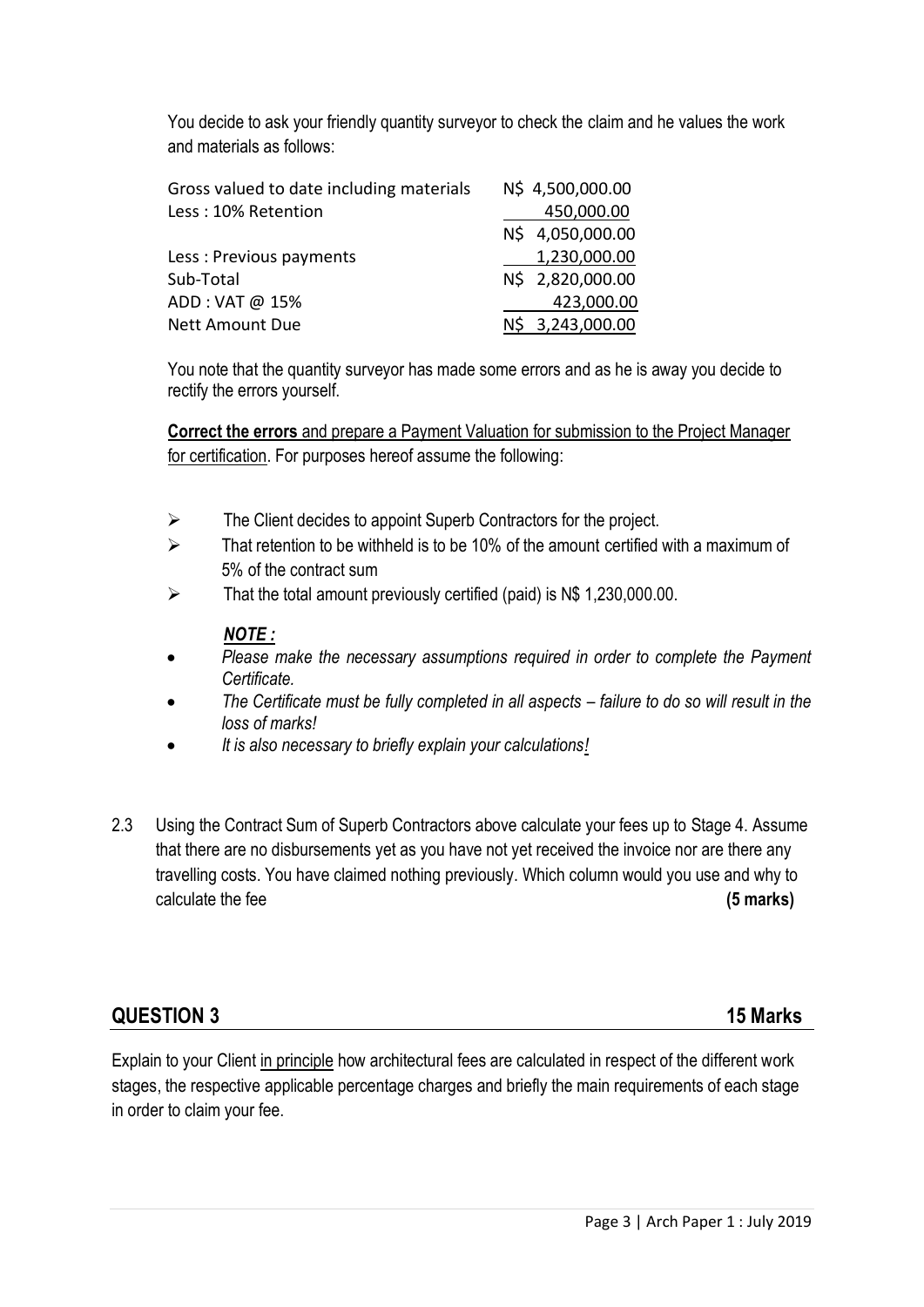You decide to ask your friendly quantity surveyor to check the claim and he values the work and materials as follows:

| | |
|---|---|
| Gross valued to date including materials | N$ 4,500,000.00 |
| Less : 10% Retention | 450,000.00 |
| | N$ 4,050,000.00 |
| Less : Previous payments | 1,230,000.00 |
| Sub-Total | N$ 2,820,000.00 |
| ADD : VAT @ 15% | 423,000.00 |
| Nett Amount Due | N$ 3,243,000.00 |

You note that the quantity surveyor has made some errors and as he is away you decide to rectify the errors yourself.

**Correct the errors** and prepare a Payment Valuation for submission to the Project Manager for certification. For purposes hereof assume the following:

- The Client decides to appoint Superb Contractors for the project.
- That retention to be withheld is to be 10% of the amount certified with a maximum of 5% of the contract sum
- That the total amount previously certified (paid) is N$ 1,230,000.00.

***NOTE :***

- *Please make the necessary assumptions required in order to complete the Payment Certificate.*
- *The Certificate must be fully completed in all aspects – failure to do so will result in the loss of marks!*
- *It is also necessary to briefly explain your calculations!*

2.3 Using the Contract Sum of Superb Contractors above calculate your fees up to Stage 4. Assume that there are no disbursements yet as you have not yet received the invoice nor are there any travelling costs. You have claimed nothing previously. Which column would you use and why to calculate the fee **(5 marks)**

## QUESTION 3 15 Marks

Explain to your Client in principle how architectural fees are calculated in respect of the different work stages, the respective applicable percentage charges and briefly the main requirements of each stage in order to claim your fee.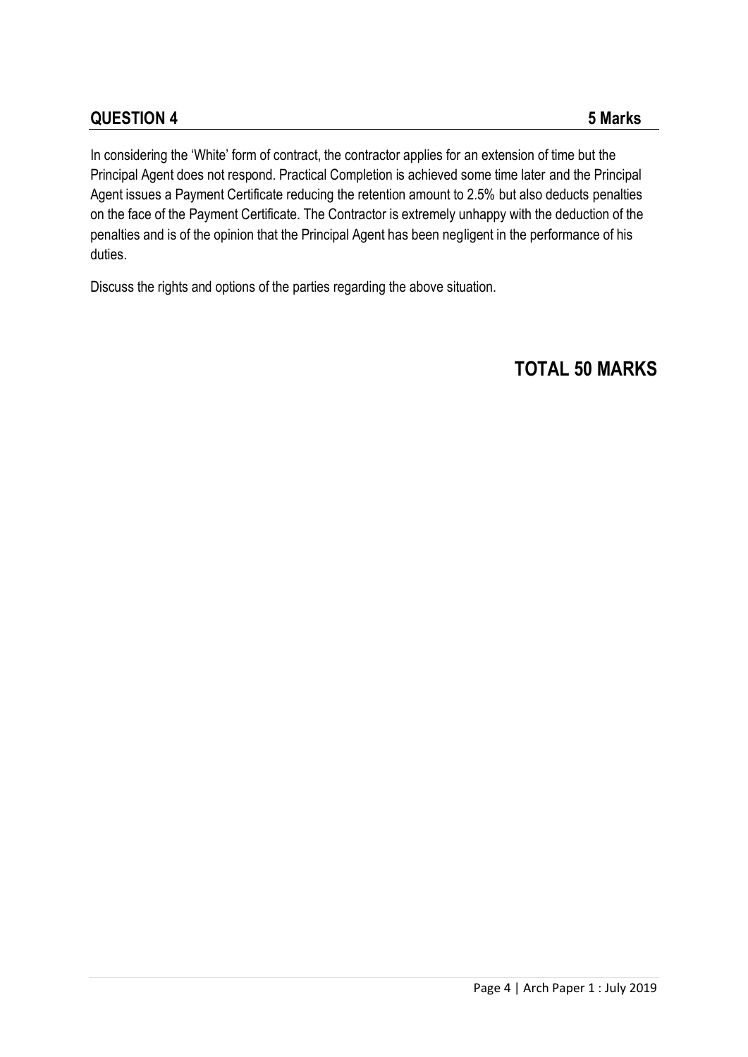## QUESTION 4 **5 Marks**

In considering the 'White' form of contract, the contractor applies for an extension of time but the Principal Agent does not respond. Practical Completion is achieved some time later and the Principal Agent issues a Payment Certificate reducing the retention amount to 2.5% but also deducts penalties on the face of the Payment Certificate. The Contractor is extremely unhappy with the deduction of the penalties and is of the opinion that the Principal Agent has been negligent in the performance of his duties.

Discuss the rights and options of the parties regarding the above situation.

# TOTAL 50 MARKS